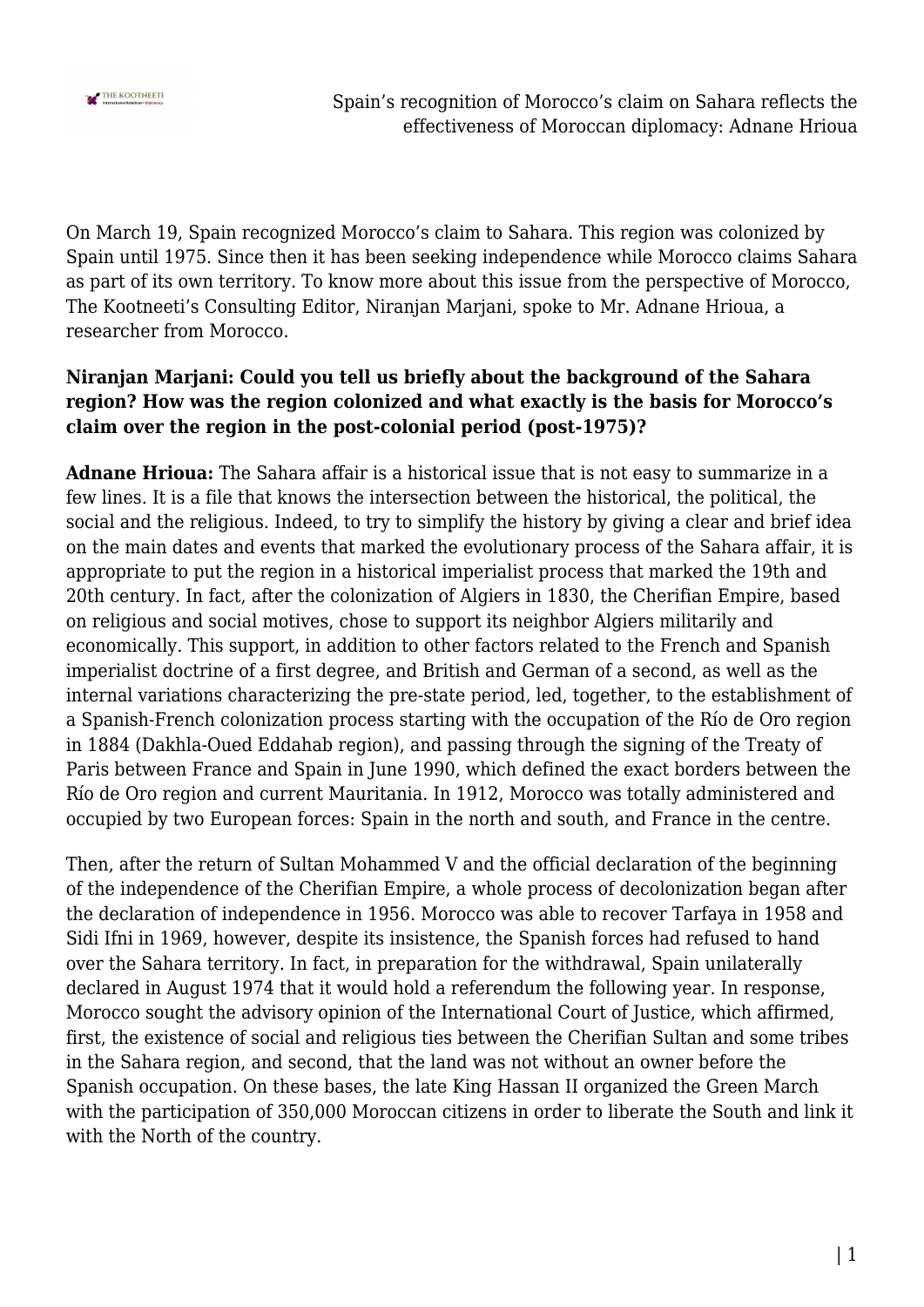On March 19, Spain recognized Morocco's claim to Sahara. This region was colonized by Spain until 1975. Since then it has been seeking independence while Morocco claims Sahara as part of its own territory. To know more about this issue from the perspective of Morocco, The Kootneeti's Consulting Editor, Niranjan Marjani, spoke to Mr. Adnane Hrioua, a researcher from Morocco.

**Niranjan Marjani: Could you tell us briefly about the background of the Sahara region? How was the region colonized and what exactly is the basis for Morocco's claim over the region in the post-colonial period (post-1975)?**

**Adnane Hrioua:** The Sahara affair is a historical issue that is not easy to summarize in a few lines. It is a file that knows the intersection between the historical, the political, the social and the religious. Indeed, to try to simplify the history by giving a clear and brief idea on the main dates and events that marked the evolutionary process of the Sahara affair, it is appropriate to put the region in a historical imperialist process that marked the 19th and 20th century. In fact, after the colonization of Algiers in 1830, the Cherifian Empire, based on religious and social motives, chose to support its neighbor Algiers militarily and economically. This support, in addition to other factors related to the French and Spanish imperialist doctrine of a first degree, and British and German of a second, as well as the internal variations characterizing the pre-state period, led, together, to the establishment of a Spanish-French colonization process starting with the occupation of the Río de Oro region in 1884 (Dakhla-Oued Eddahab region), and passing through the signing of the Treaty of Paris between France and Spain in June 1990, which defined the exact borders between the Río de Oro region and current Mauritania. In 1912, Morocco was totally administered and occupied by two European forces: Spain in the north and south, and France in the centre.

Then, after the return of Sultan Mohammed V and the official declaration of the beginning of the independence of the Cherifian Empire, a whole process of decolonization began after the declaration of independence in 1956. Morocco was able to recover Tarfaya in 1958 and Sidi Ifni in 1969, however, despite its insistence, the Spanish forces had refused to hand over the Sahara territory. In fact, in preparation for the withdrawal, Spain unilaterally declared in August 1974 that it would hold a referendum the following year. In response, Morocco sought the advisory opinion of the International Court of Justice, which affirmed, first, the existence of social and religious ties between the Cherifian Sultan and some tribes in the Sahara region, and second, that the land was not without an owner before the Spanish occupation. On these bases, the late King Hassan II organized the Green March with the participation of 350,000 Moroccan citizens in order to liberate the South and link it with the North of the country.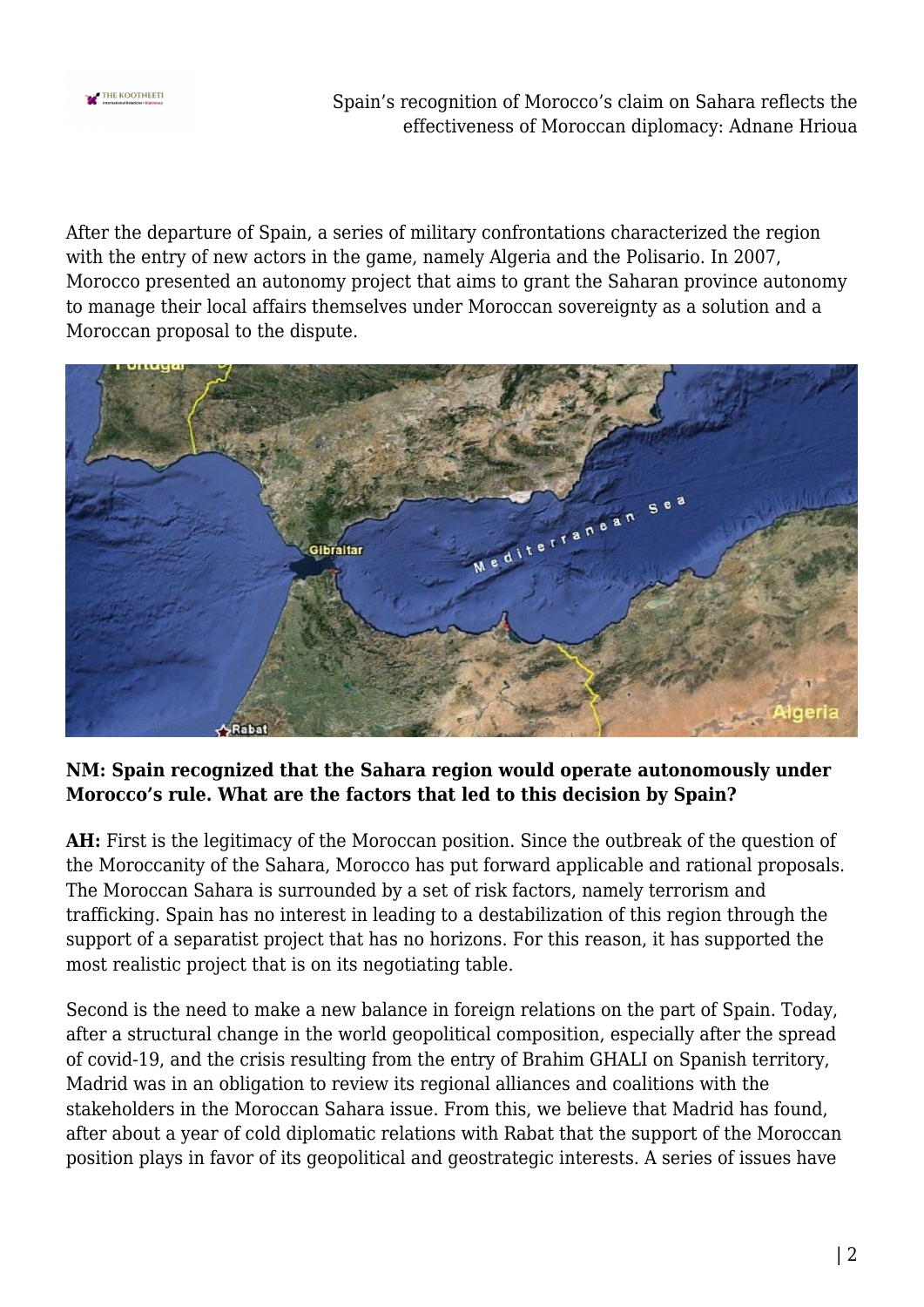After the departure of Spain, a series of military confrontations characterized the region with the entry of new actors in the game, namely Algeria and the Polisario. In 2007, Morocco presented an autonomy project that aims to grant the Saharan province autonomy to manage their local affairs themselves under Moroccan sovereignty as a solution and a Moroccan proposal to the dispute.

**NM: Spain recognized that the Sahara region would operate autonomously under Morocco's rule. What are the factors that led to this decision by Spain?**

**AH:** First is the legitimacy of the Moroccan position. Since the outbreak of the question of the Moroccanity of the Sahara, Morocco has put forward applicable and rational proposals. The Moroccan Sahara is surrounded by a set of risk factors, namely terrorism and trafficking. Spain has no interest in leading to a destabilization of this region through the support of a separatist project that has no horizons. For this reason, it has supported the most realistic project that is on its negotiating table.

Second is the need to make a new balance in foreign relations on the part of Spain. Today, after a structural change in the world geopolitical composition, especially after the spread of covid-19, and the crisis resulting from the entry of Brahim GHALI on Spanish territory, Madrid was in an obligation to review its regional alliances and coalitions with the stakeholders in the Moroccan Sahara issue. From this, we believe that Madrid has found, after about a year of cold diplomatic relations with Rabat that the support of the Moroccan position plays in favor of its geopolitical and geostrategic interests. A series of issues have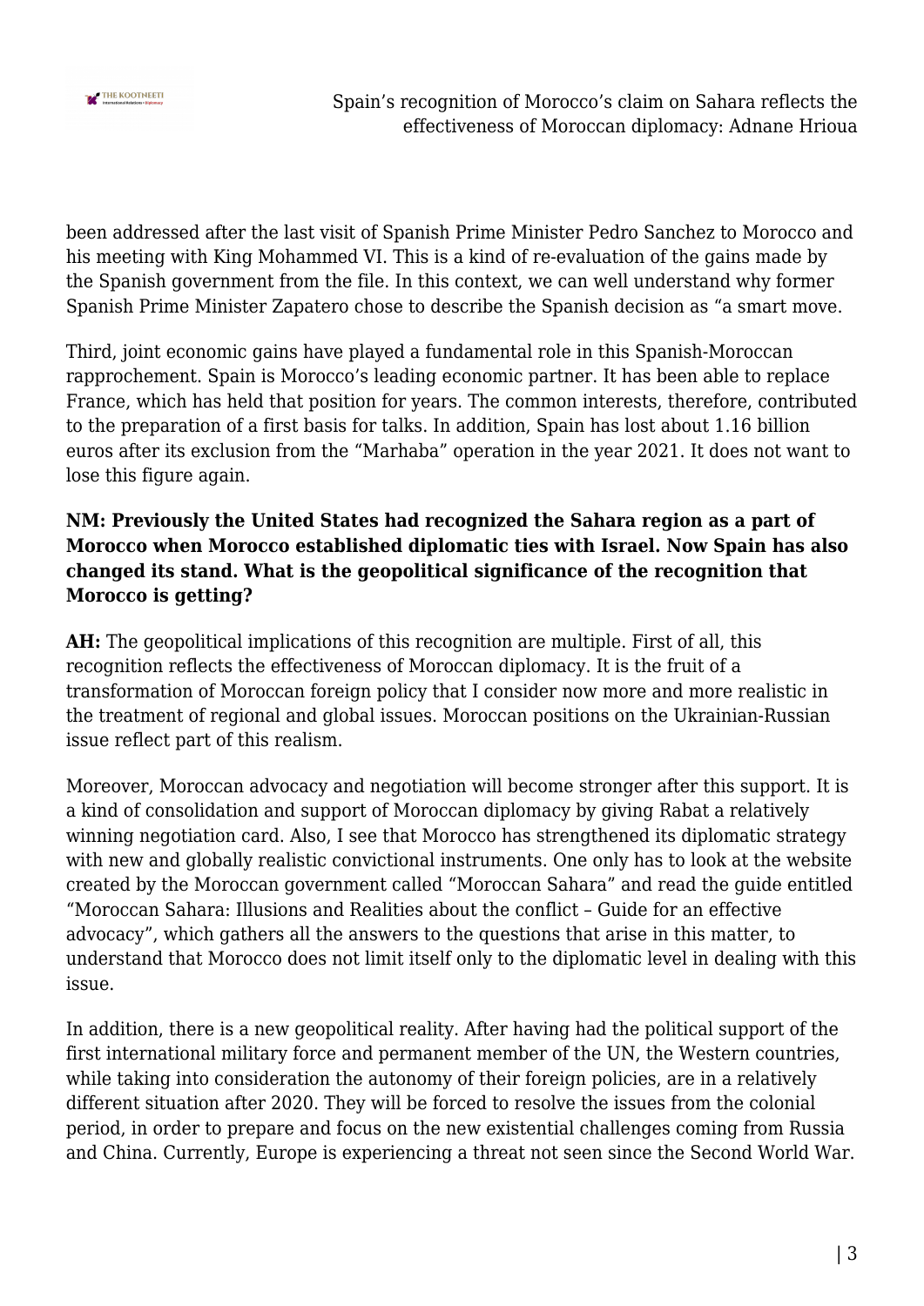been addressed after the last visit of Spanish Prime Minister Pedro Sanchez to Morocco and his meeting with King Mohammed VI. This is a kind of re-evaluation of the gains made by the Spanish government from the file. In this context, we can well understand why former Spanish Prime Minister Zapatero chose to describe the Spanish decision as "a smart move.

Third, joint economic gains have played a fundamental role in this Spanish-Moroccan rapprochement. Spain is Morocco's leading economic partner. It has been able to replace France, which has held that position for years. The common interests, therefore, contributed to the preparation of a first basis for talks. In addition, Spain has lost about 1.16 billion euros after its exclusion from the "Marhaba" operation in the year 2021. It does not want to lose this figure again.

**NM: Previously the United States had recognized the Sahara region as a part of Morocco when Morocco established diplomatic ties with Israel. Now Spain has also changed its stand. What is the geopolitical significance of the recognition that Morocco is getting?**

**AH:** The geopolitical implications of this recognition are multiple. First of all, this recognition reflects the effectiveness of Moroccan diplomacy. It is the fruit of a transformation of Moroccan foreign policy that I consider now more and more realistic in the treatment of regional and global issues. Moroccan positions on the Ukrainian-Russian issue reflect part of this realism.

Moreover, Moroccan advocacy and negotiation will become stronger after this support. It is a kind of consolidation and support of Moroccan diplomacy by giving Rabat a relatively winning negotiation card. Also, I see that Morocco has strengthened its diplomatic strategy with new and globally realistic convictional instruments. One only has to look at the website created by the Moroccan government called "Moroccan Sahara" and read the guide entitled "Moroccan Sahara: Illusions and Realities about the conflict – Guide for an effective advocacy", which gathers all the answers to the questions that arise in this matter, to understand that Morocco does not limit itself only to the diplomatic level in dealing with this issue.

In addition, there is a new geopolitical reality. After having had the political support of the first international military force and permanent member of the UN, the Western countries, while taking into consideration the autonomy of their foreign policies, are in a relatively different situation after 2020. They will be forced to resolve the issues from the colonial period, in order to prepare and focus on the new existential challenges coming from Russia and China. Currently, Europe is experiencing a threat not seen since the Second World War.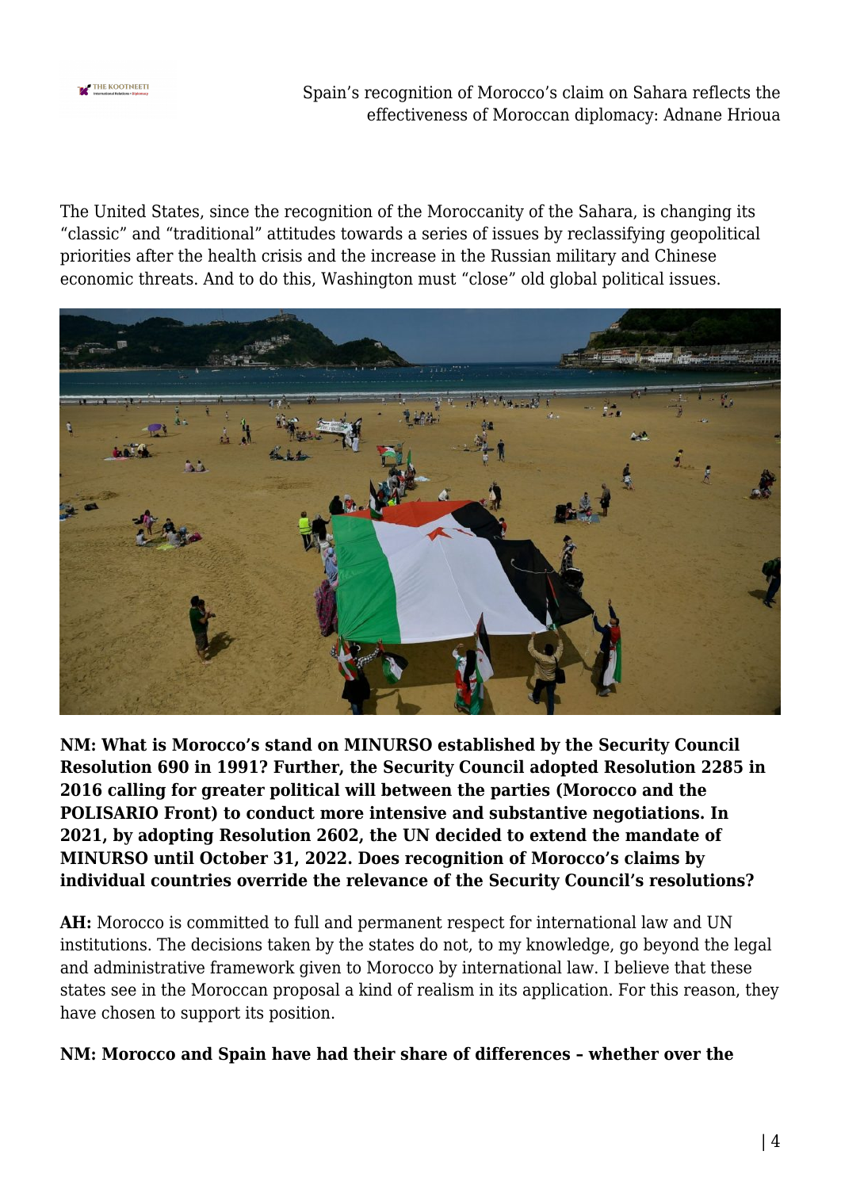The United States, since the recognition of the Moroccanity of the Sahara, is changing its "classic" and "traditional" attitudes towards a series of issues by reclassifying geopolitical priorities after the health crisis and the increase in the Russian military and Chinese economic threats. And to do this, Washington must "close" old global political issues.

**NM: What is Morocco's stand on MINURSO established by the Security Council Resolution 690 in 1991? Further, the Security Council adopted Resolution 2285 in 2016 calling for greater political will between the parties (Morocco and the POLISARIO Front) to conduct more intensive and substantive negotiations. In 2021, by adopting Resolution 2602, the UN decided to extend the mandate of MINURSO until October 31, 2022. Does recognition of Morocco's claims by individual countries override the relevance of the Security Council's resolutions?**

**AH:** Morocco is committed to full and permanent respect for international law and UN institutions. The decisions taken by the states do not, to my knowledge, go beyond the legal and administrative framework given to Morocco by international law. I believe that these states see in the Moroccan proposal a kind of realism in its application. For this reason, they have chosen to support its position.

**NM: Morocco and Spain have had their share of differences – whether over the**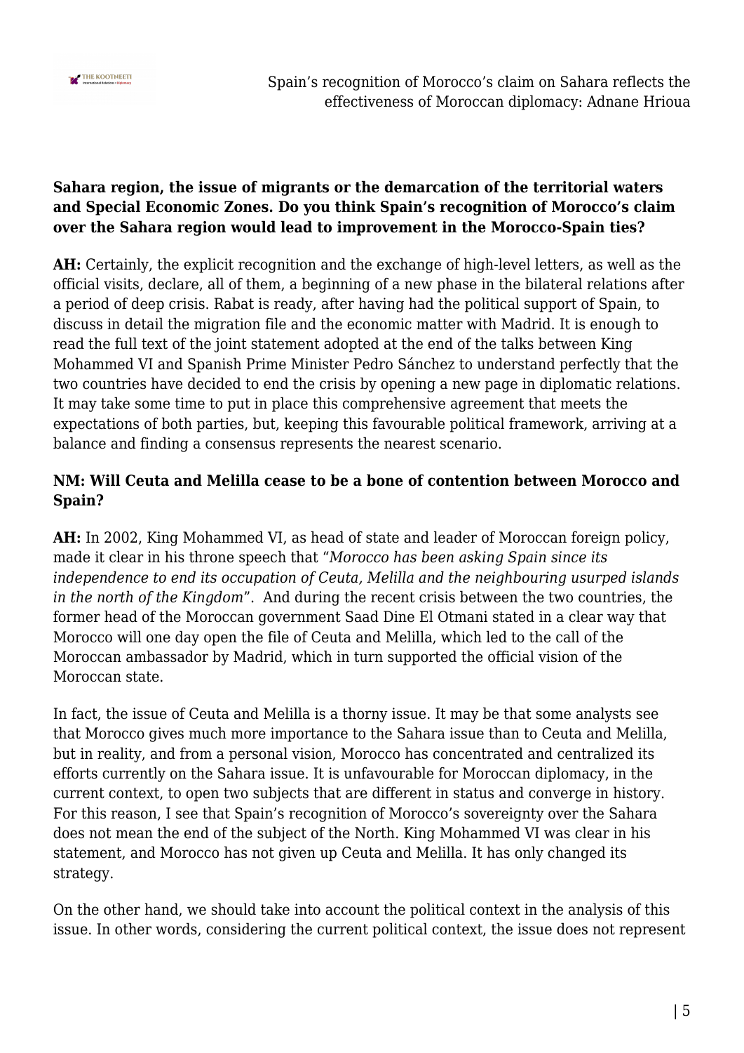**Sahara region, the issue of migrants or the demarcation of the territorial waters and Special Economic Zones. Do you think Spain's recognition of Morocco's claim over the Sahara region would lead to improvement in the Morocco-Spain ties?**

**AH:** Certainly, the explicit recognition and the exchange of high-level letters, as well as the official visits, declare, all of them, a beginning of a new phase in the bilateral relations after a period of deep crisis. Rabat is ready, after having had the political support of Spain, to discuss in detail the migration file and the economic matter with Madrid. It is enough to read the full text of the joint statement adopted at the end of the talks between King Mohammed VI and Spanish Prime Minister Pedro Sánchez to understand perfectly that the two countries have decided to end the crisis by opening a new page in diplomatic relations. It may take some time to put in place this comprehensive agreement that meets the expectations of both parties, but, keeping this favourable political framework, arriving at a balance and finding a consensus represents the nearest scenario.

**NM: Will Ceuta and Melilla cease to be a bone of contention between Morocco and Spain?**

**AH:** In 2002, King Mohammed VI, as head of state and leader of Moroccan foreign policy, made it clear in his throne speech that "*Morocco has been asking Spain since its independence to end its occupation of Ceuta, Melilla and the neighbouring usurped islands in the north of the Kingdom*". And during the recent crisis between the two countries, the former head of the Moroccan government Saad Dine El Otmani stated in a clear way that Morocco will one day open the file of Ceuta and Melilla, which led to the call of the Moroccan ambassador by Madrid, which in turn supported the official vision of the Moroccan state.

In fact, the issue of Ceuta and Melilla is a thorny issue. It may be that some analysts see that Morocco gives much more importance to the Sahara issue than to Ceuta and Melilla, but in reality, and from a personal vision, Morocco has concentrated and centralized its efforts currently on the Sahara issue. It is unfavourable for Moroccan diplomacy, in the current context, to open two subjects that are different in status and converge in history. For this reason, I see that Spain's recognition of Morocco's sovereignty over the Sahara does not mean the end of the subject of the North. King Mohammed VI was clear in his statement, and Morocco has not given up Ceuta and Melilla. It has only changed its strategy.

On the other hand, we should take into account the political context in the analysis of this issue. In other words, considering the current political context, the issue does not represent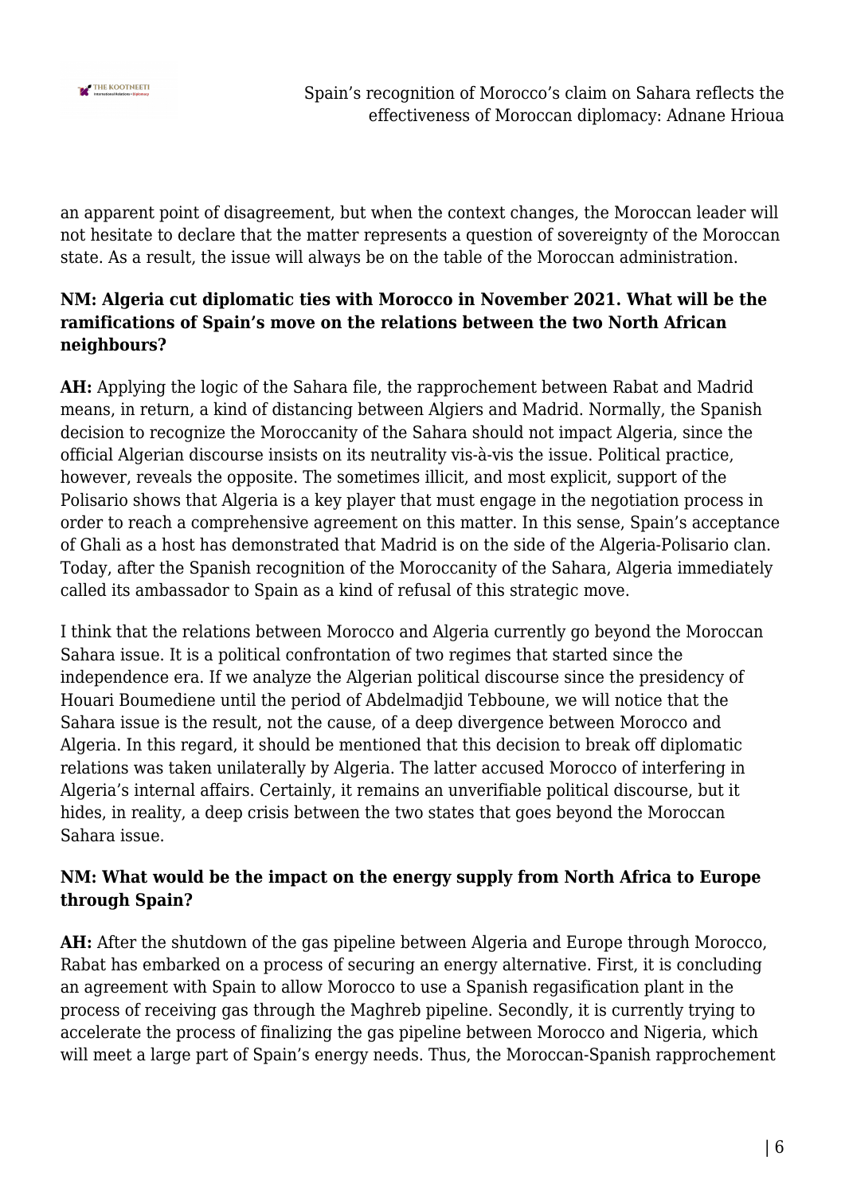an apparent point of disagreement, but when the context changes, the Moroccan leader will not hesitate to declare that the matter represents a question of sovereignty of the Moroccan state. As a result, the issue will always be on the table of the Moroccan administration.

**NM: Algeria cut diplomatic ties with Morocco in November 2021. What will be the ramifications of Spain's move on the relations between the two North African neighbours?**

**AH:** Applying the logic of the Sahara file, the rapprochement between Rabat and Madrid means, in return, a kind of distancing between Algiers and Madrid. Normally, the Spanish decision to recognize the Moroccanity of the Sahara should not impact Algeria, since the official Algerian discourse insists on its neutrality vis-à-vis the issue. Political practice, however, reveals the opposite. The sometimes illicit, and most explicit, support of the Polisario shows that Algeria is a key player that must engage in the negotiation process in order to reach a comprehensive agreement on this matter. In this sense, Spain's acceptance of Ghali as a host has demonstrated that Madrid is on the side of the Algeria-Polisario clan. Today, after the Spanish recognition of the Moroccanity of the Sahara, Algeria immediately called its ambassador to Spain as a kind of refusal of this strategic move.

I think that the relations between Morocco and Algeria currently go beyond the Moroccan Sahara issue. It is a political confrontation of two regimes that started since the independence era. If we analyze the Algerian political discourse since the presidency of Houari Boumediene until the period of Abdelmadjid Tebboune, we will notice that the Sahara issue is the result, not the cause, of a deep divergence between Morocco and Algeria. In this regard, it should be mentioned that this decision to break off diplomatic relations was taken unilaterally by Algeria. The latter accused Morocco of interfering in Algeria's internal affairs. Certainly, it remains an unverifiable political discourse, but it hides, in reality, a deep crisis between the two states that goes beyond the Moroccan Sahara issue.

**NM: What would be the impact on the energy supply from North Africa to Europe through Spain?**

**AH:** After the shutdown of the gas pipeline between Algeria and Europe through Morocco, Rabat has embarked on a process of securing an energy alternative. First, it is concluding an agreement with Spain to allow Morocco to use a Spanish regasification plant in the process of receiving gas through the Maghreb pipeline. Secondly, it is currently trying to accelerate the process of finalizing the gas pipeline between Morocco and Nigeria, which will meet a large part of Spain's energy needs. Thus, the Moroccan-Spanish rapprochement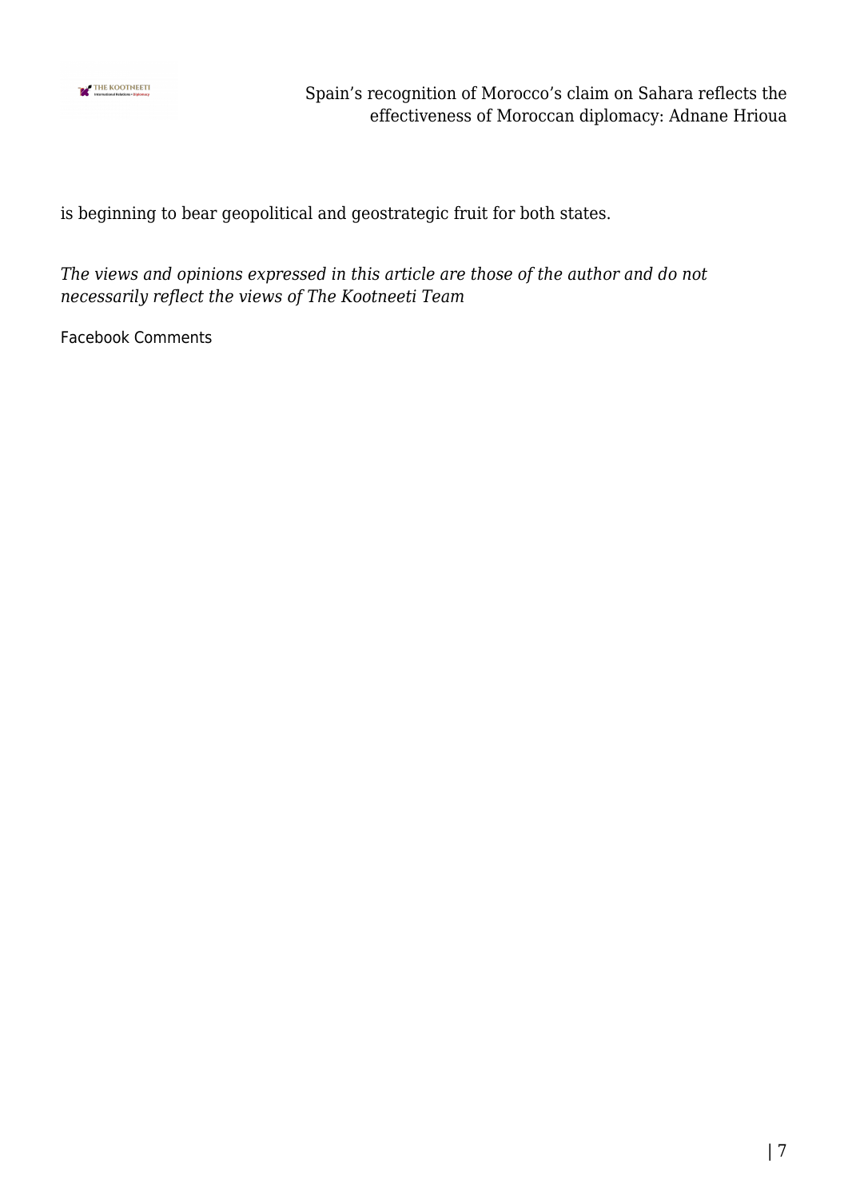is beginning to bear geopolitical and geostrategic fruit for both states.

*The views and opinions expressed in this article are those of the author and do not necessarily reflect the views of The Kootneeti Team*

Facebook Comments